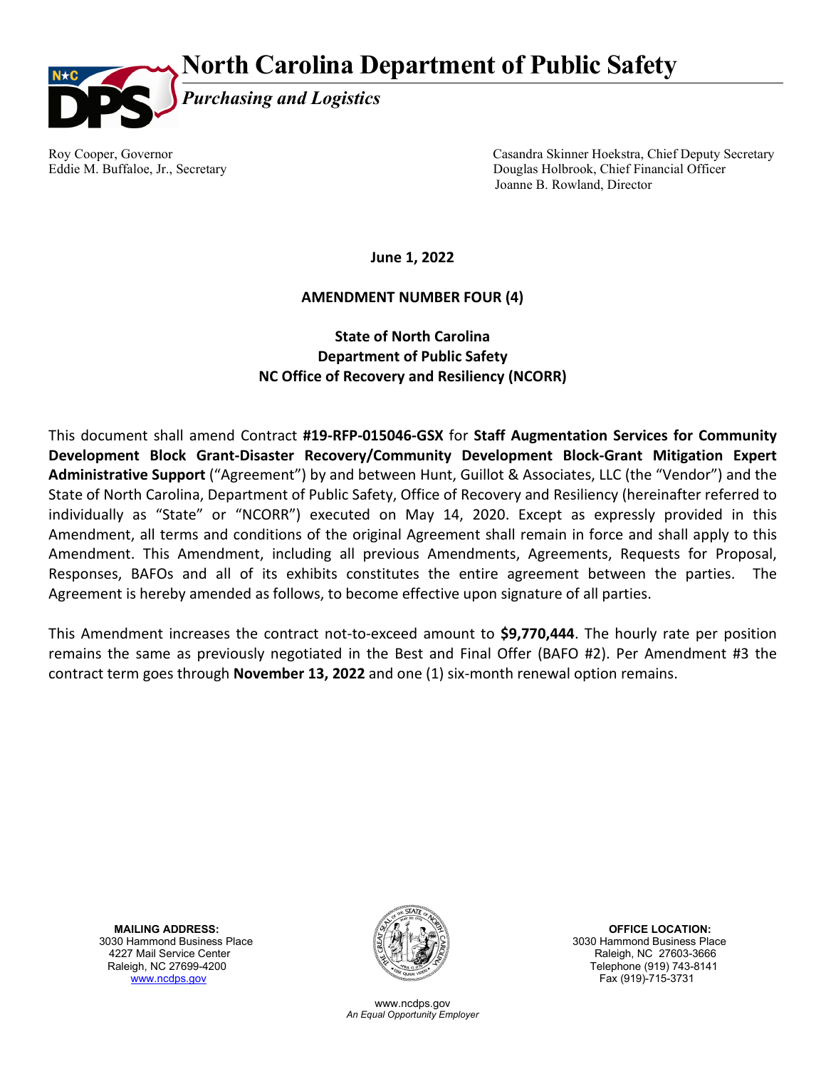# North Carolina Department of Public Safety

*Purchasing and Logistics*

Roy Cooper, Governor
Eddie M. Buffaloe, Jr., Secretary

Casandra Skinner Hoekstra, Chief Deputy Secretary
Douglas Holbrook, Chief Financial Officer
Joanne B. Rowland, Director

**June 1, 2022**

**AMENDMENT NUMBER FOUR (4)**

**State of North Carolina**
**Department of Public Safety**
**NC Office of Recovery and Resiliency (NCORR)**

This document shall amend Contract **#19-RFP-015046-GSX** for **Staff Augmentation Services for Community Development Block Grant-Disaster Recovery/Community Development Block-Grant Mitigation Expert Administrative Support** ("Agreement") by and between Hunt, Guillot & Associates, LLC (the "Vendor") and the State of North Carolina, Department of Public Safety, Office of Recovery and Resiliency (hereinafter referred to individually as "State" or "NCORR") executed on May 14, 2020. Except as expressly provided in this Amendment, all terms and conditions of the original Agreement shall remain in force and shall apply to this Amendment. This Amendment, including all previous Amendments, Agreements, Requests for Proposal, Responses, BAFOs and all of its exhibits constitutes the entire agreement between the parties. The Agreement is hereby amended as follows, to become effective upon signature of all parties.

This Amendment increases the contract not-to-exceed amount to **$9,770,444**. The hourly rate per position remains the same as previously negotiated in the Best and Final Offer (BAFO #2). Per Amendment #3 the contract term goes through **November 13, 2022** and one (1) six-month renewal option remains.

**MAILING ADDRESS:**
3030 Hammond Business Place
4227 Mail Service Center
Raleigh, NC 27699-4200
www.ncdps.gov

**OFFICE LOCATION:**
3030 Hammond Business Place
Raleigh, NC 27603-3666
Telephone (919) 743-8141
Fax (919)-715-3731

www.ncdps.gov
*An Equal Opportunity Employer*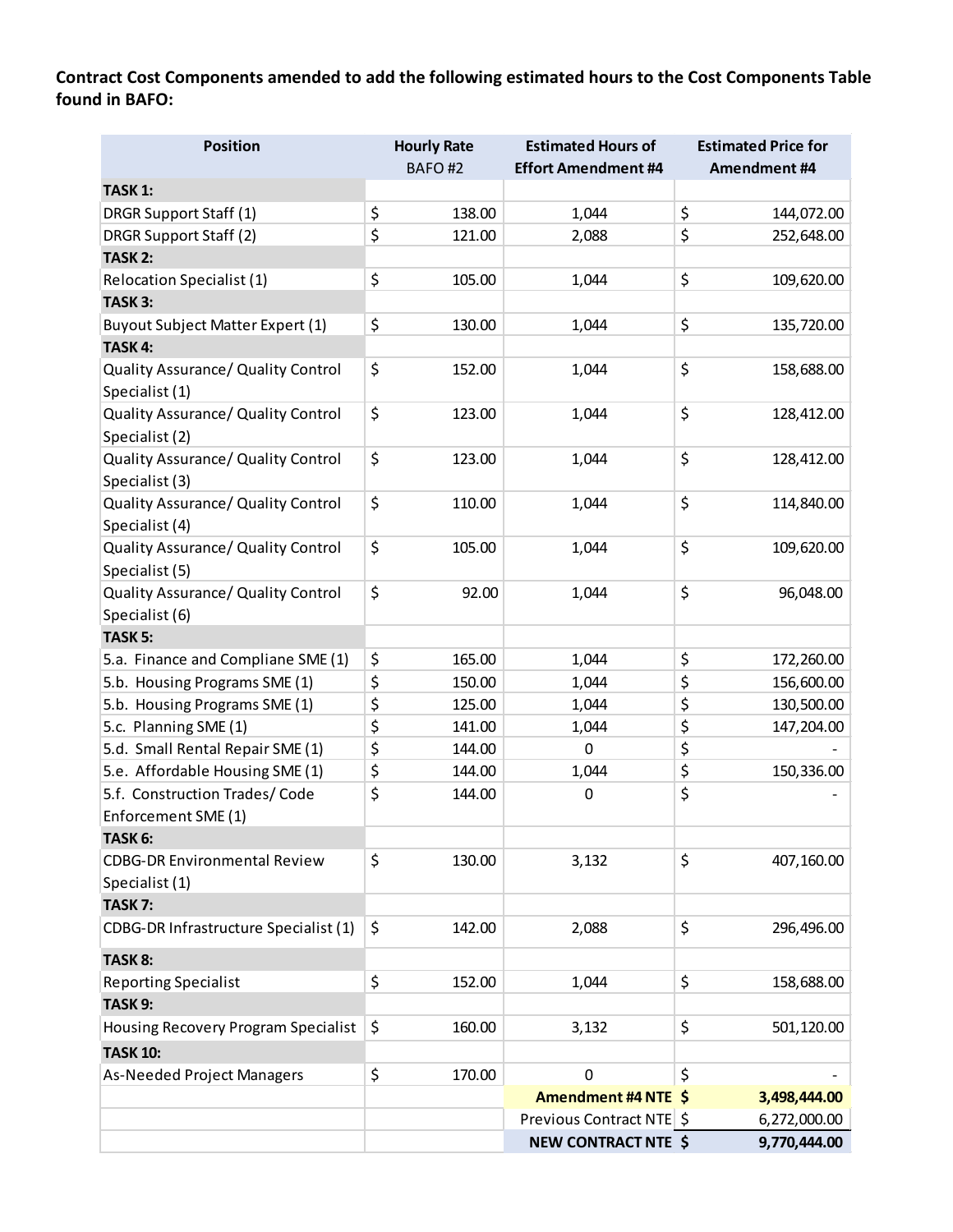**Contract Cost Components amended to add the following estimated hours to the Cost Components Table found in BAFO:**

| Position | Hourly Rate BAFO #2 | Estimated Hours of Effort Amendment #4 | Estimated Price for Amendment #4 |
|---|---|---|---|
| **TASK 1:** | | | |
| DRGR Support Staff (1) | $ 138.00 | 1,044 | $ 144,072.00 |
| DRGR Support Staff (2) | $ 121.00 | 2,088 | $ 252,648.00 |
| **TASK 2:** | | | |
| Relocation Specialist (1) | $ 105.00 | 1,044 | $ 109,620.00 |
| **TASK 3:** | | | |
| Buyout Subject Matter Expert (1) | $ 130.00 | 1,044 | $ 135,720.00 |
| **TASK 4:** | | | |
| Quality Assurance/ Quality Control Specialist (1) | $ 152.00 | 1,044 | $ 158,688.00 |
| Quality Assurance/ Quality Control Specialist (2) | $ 123.00 | 1,044 | $ 128,412.00 |
| Quality Assurance/ Quality Control Specialist (3) | $ 123.00 | 1,044 | $ 128,412.00 |
| Quality Assurance/ Quality Control Specialist (4) | $ 110.00 | 1,044 | $ 114,840.00 |
| Quality Assurance/ Quality Control Specialist (5) | $ 105.00 | 1,044 | $ 109,620.00 |
| Quality Assurance/ Quality Control Specialist (6) | $ 92.00 | 1,044 | $ 96,048.00 |
| **TASK 5:** | | | |
| 5.a. Finance and Compliane SME (1) | $ 165.00 | 1,044 | $ 172,260.00 |
| 5.b. Housing Programs SME (1) | $ 150.00 | 1,044 | $ 156,600.00 |
| 5.b. Housing Programs SME (1) | $ 125.00 | 1,044 | $ 130,500.00 |
| 5.c. Planning SME (1) | $ 141.00 | 1,044 | $ 147,204.00 |
| 5.d. Small Rental Repair SME (1) | $ 144.00 | 0 | $ - |
| 5.e. Affordable Housing SME (1) | $ 144.00 | 1,044 | $ 150,336.00 |
| 5.f. Construction Trades/ Code Enforcement SME (1) | $ 144.00 | 0 | $ - |
| **TASK 6:** | | | |
| CDBG-DR Environmental Review Specialist (1) | $ 130.00 | 3,132 | $ 407,160.00 |
| **TASK 7:** | | | |
| CDBG-DR Infrastructure Specialist (1) | $ 142.00 | 2,088 | $ 296,496.00 |
| **TASK 8:** | | | |
| Reporting Specialist | $ 152.00 | 1,044 | $ 158,688.00 |
| **TASK 9:** | | | |
| Housing Recovery Program Specialist | $ 160.00 | 3,132 | $ 501,120.00 |
| **TASK 10:** | | | |
| As-Needed Project Managers | $ 170.00 | 0 | $ - |
| | | **Amendment #4 NTE** | **$ 3,498,444.00** |
| | | Previous Contract NTE | $ 6,272,000.00 |
| | | **NEW CONTRACT NTE** | **$ 9,770,444.00** |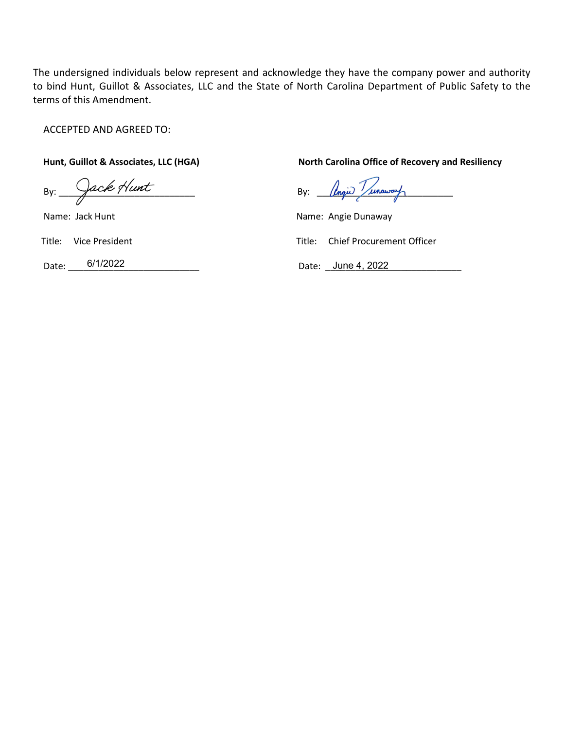The undersigned individuals below represent and acknowledge they have the company power and authority to bind Hunt, Guillot & Associates, LLC and the State of North Carolina Department of Public Safety to the terms of this Amendment.

ACCEPTED AND AGREED TO:

**Hunt, Guillot & Associates, LLC (HGA)**

By: Jack Hunt

Name: Jack Hunt

Title: Vice President

Date: 6/1/2022

**North Carolina Office of Recovery and Resiliency**

By: Angie Dunaway

Name: Angie Dunaway

Title: Chief Procurement Officer

Date: June 4, 2022